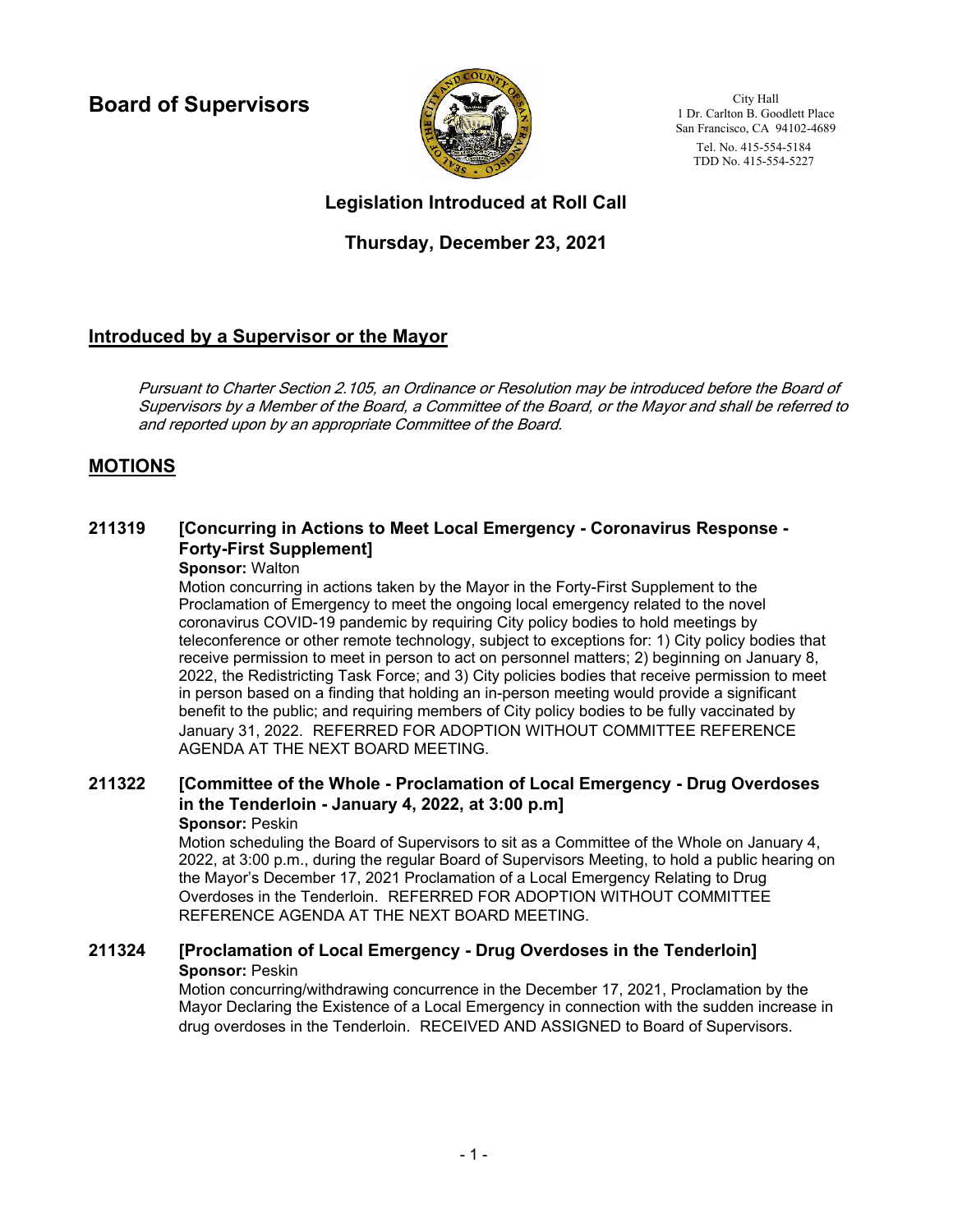# Board of Supervisors

City Hall
1 Dr. Carlton B. Goodlett Place
San Francisco, CA 94102-4689
Tel. No. 415-554-5184
TDD No. 415-554-5227

## Legislation Introduced at Roll Call

## Thursday, December 23, 2021

## Introduced by a Supervisor or the Mayor

*Pursuant to Charter Section 2.105, an Ordinance or Resolution may be introduced before the Board of Supervisors by a Member of the Board, a Committee of the Board, or the Mayor and shall be referred to and reported upon by an appropriate Committee of the Board.*

## MOTIONS

### 211319 [Concurring in Actions to Meet Local Emergency - Coronavirus Response - Forty-First Supplement]

**Sponsor:** Walton

Motion concurring in actions taken by the Mayor in the Forty-First Supplement to the Proclamation of Emergency to meet the ongoing local emergency related to the novel coronavirus COVID-19 pandemic by requiring City policy bodies to hold meetings by teleconference or other remote technology, subject to exceptions for: 1) City policy bodies that receive permission to meet in person to act on personnel matters; 2) beginning on January 8, 2022, the Redistricting Task Force; and 3) City policies bodies that receive permission to meet in person based on a finding that holding an in-person meeting would provide a significant benefit to the public; and requiring members of City policy bodies to be fully vaccinated by January 31, 2022. REFERRED FOR ADOPTION WITHOUT COMMITTEE REFERENCE AGENDA AT THE NEXT BOARD MEETING.

### 211322 [Committee of the Whole - Proclamation of Local Emergency - Drug Overdoses in the Tenderloin - January 4, 2022, at 3:00 p.m]

**Sponsor:** Peskin

Motion scheduling the Board of Supervisors to sit as a Committee of the Whole on January 4, 2022, at 3:00 p.m., during the regular Board of Supervisors Meeting, to hold a public hearing on the Mayor's December 17, 2021 Proclamation of a Local Emergency Relating to Drug Overdoses in the Tenderloin. REFERRED FOR ADOPTION WITHOUT COMMITTEE REFERENCE AGENDA AT THE NEXT BOARD MEETING.

### 211324 [Proclamation of Local Emergency - Drug Overdoses in the Tenderloin]

**Sponsor:** Peskin

Motion concurring/withdrawing concurrence in the December 17, 2021, Proclamation by the Mayor Declaring the Existence of a Local Emergency in connection with the sudden increase in drug overdoses in the Tenderloin. RECEIVED AND ASSIGNED to Board of Supervisors.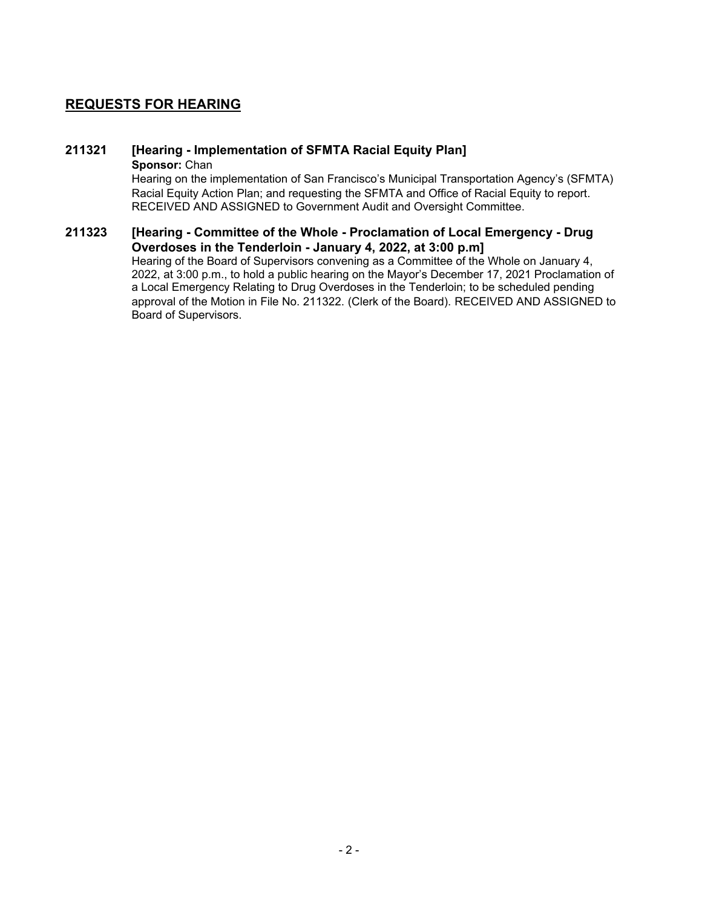## REQUESTS FOR HEARING

**211321 [Hearing - Implementation of SFMTA Racial Equity Plan]**

**Sponsor:** Chan

Hearing on the implementation of San Francisco's Municipal Transportation Agency's (SFMTA) Racial Equity Action Plan; and requesting the SFMTA and Office of Racial Equity to report. RECEIVED AND ASSIGNED to Government Audit and Oversight Committee.

**211323 [Hearing - Committee of the Whole - Proclamation of Local Emergency - Drug Overdoses in the Tenderloin - January 4, 2022, at 3:00 p.m]**

Hearing of the Board of Supervisors convening as a Committee of the Whole on January 4, 2022, at 3:00 p.m., to hold a public hearing on the Mayor's December 17, 2021 Proclamation of a Local Emergency Relating to Drug Overdoses in the Tenderloin; to be scheduled pending approval of the Motion in File No. 211322. (Clerk of the Board). RECEIVED AND ASSIGNED to Board of Supervisors.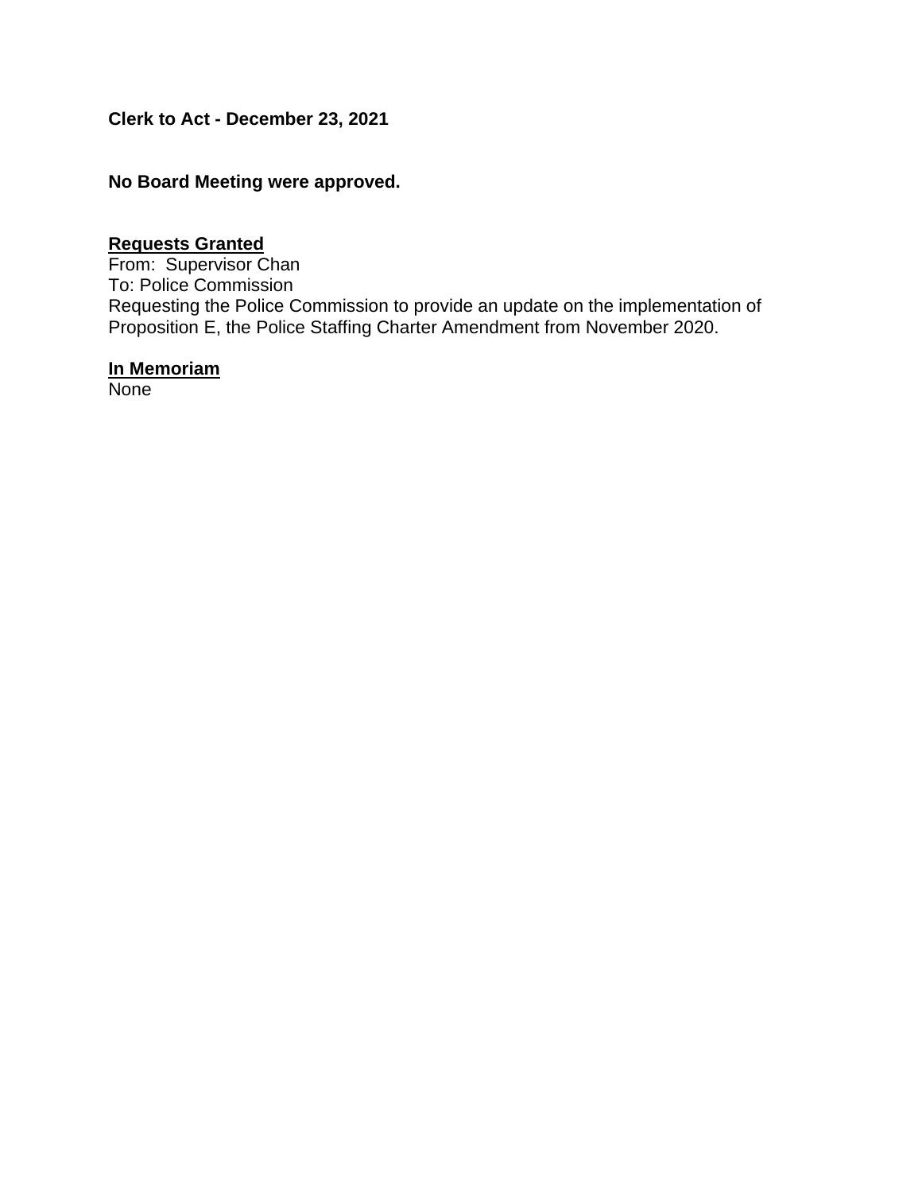**Clerk to Act - December 23, 2021**

**No Board Meeting were approved.**

**Requests Granted**
From: Supervisor Chan
To: Police Commission
Requesting the Police Commission to provide an update on the implementation of Proposition E, the Police Staffing Charter Amendment from November 2020.

**In Memoriam**
None